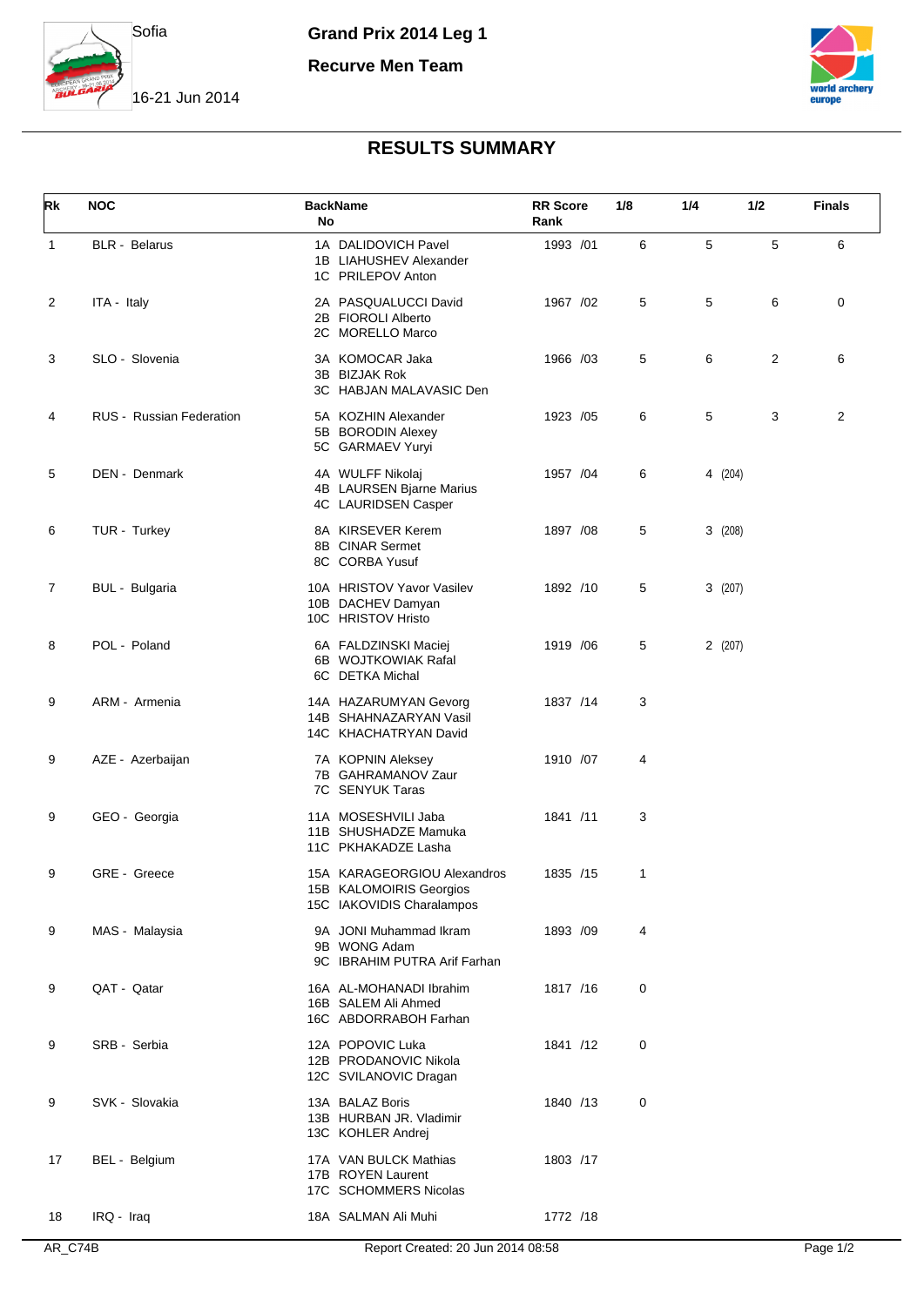# Grand Prix 2014 Leg 1

## Recurve Men Team

Sofia

16-21 Jun 2014

## RESULTS SUMMARY

| Rk | NOC | BackName No | RR Score Rank | 1/8 | 1/4 | 1/2 | Finals |
|---|---|---|---|---|---|---|---|
| 1 | BLR - Belarus | 1A DALIDOVICH Pavel<br>1B LIAHUSHEV Alexander<br>1C PRILEPOV Anton | 1993 /01 | 6 | 5 | 5 | 6 |
| 2 | ITA - Italy | 2A PASQUALUCCI David<br>2B FIOROLI Alberto<br>2C MORELLO Marco | 1967 /02 | 5 | 5 | 6 | 0 |
| 3 | SLO - Slovenia | 3A KOMOCAR Jaka<br>3B BIZJAK Rok<br>3C HABJAN MALAVASIC Den | 1966 /03 | 5 | 6 | 2 | 6 |
| 4 | RUS - Russian Federation | 5A KOZHIN Alexander<br>5B BORODIN Alexey<br>5C GARMAEV Yuryi | 1923 /05 | 6 | 5 | 3 | 2 |
| 5 | DEN - Denmark | 4A WULFF Nikolaj<br>4B LAURSEN Bjarne Marius<br>4C LAURIDSEN Casper | 1957 /04 | 6 | 4 (204) | | |
| 6 | TUR - Turkey | 8A KIRSEVER Kerem<br>8B CINAR Sermet<br>8C CORBA Yusuf | 1897 /08 | 5 | 3 (208) | | |
| 7 | BUL - Bulgaria | 10A HRISTOV Yavor Vasilev<br>10B DACHEV Damyan<br>10C HRISTOV Hristo | 1892 /10 | 5 | 3 (207) | | |
| 8 | POL - Poland | 6A FALDZINSKI Maciej<br>6B WOJTKOWIAK Rafal<br>6C DETKA Michal | 1919 /06 | 5 | 2 (207) | | |
| 9 | ARM - Armenia | 14A HAZARUMYAN Gevorg<br>14B SHAHNAZARYAN Vasil<br>14C KHACHATRYAN David | 1837 /14 | 3 | | | |
| 9 | AZE - Azerbaijan | 7A KOPNIN Aleksey<br>7B GAHRAMANOV Zaur<br>7C SENYUK Taras | 1910 /07 | 4 | | | |
| 9 | GEO - Georgia | 11A MOSESHVILI Jaba<br>11B SHUSHADZE Mamuka<br>11C PKHAKADZE Lasha | 1841 /11 | 3 | | | |
| 9 | GRE - Greece | 15A KARAGEORGIOU Alexandros<br>15B KALOMOIRIS Georgios<br>15C IAKOVIDIS Charalampos | 1835 /15 | 1 | | | |
| 9 | MAS - Malaysia | 9A JONI Muhammad Ikram<br>9B WONG Adam<br>9C IBRAHIM PUTRA Arif Farhan | 1893 /09 | 4 | | | |
| 9 | QAT - Qatar | 16A AL-MOHANADI Ibrahim<br>16B SALEM Ali Ahmed<br>16C ABDORRABOH Farhan | 1817 /16 | 0 | | | |
| 9 | SRB - Serbia | 12A POPOVIC Luka<br>12B PRODANOVIC Nikola<br>12C SVILANOVIC Dragan | 1841 /12 | 0 | | | |
| 9 | SVK - Slovakia | 13A BALAZ Boris<br>13B HURBAN JR. Vladimir<br>13C KOHLER Andrej | 1840 /13 | 0 | | | |
| 17 | BEL - Belgium | 17A VAN BULCK Mathias<br>17B ROYEN Laurent<br>17C SCHOMMERS Nicolas | 1803 /17 | | | | |
| 18 | IRQ - Iraq | 18A SALMAN Ali Muhi | 1772 /18 | | | | |

AR_C74B

Report Created: 20 Jun 2014 08:58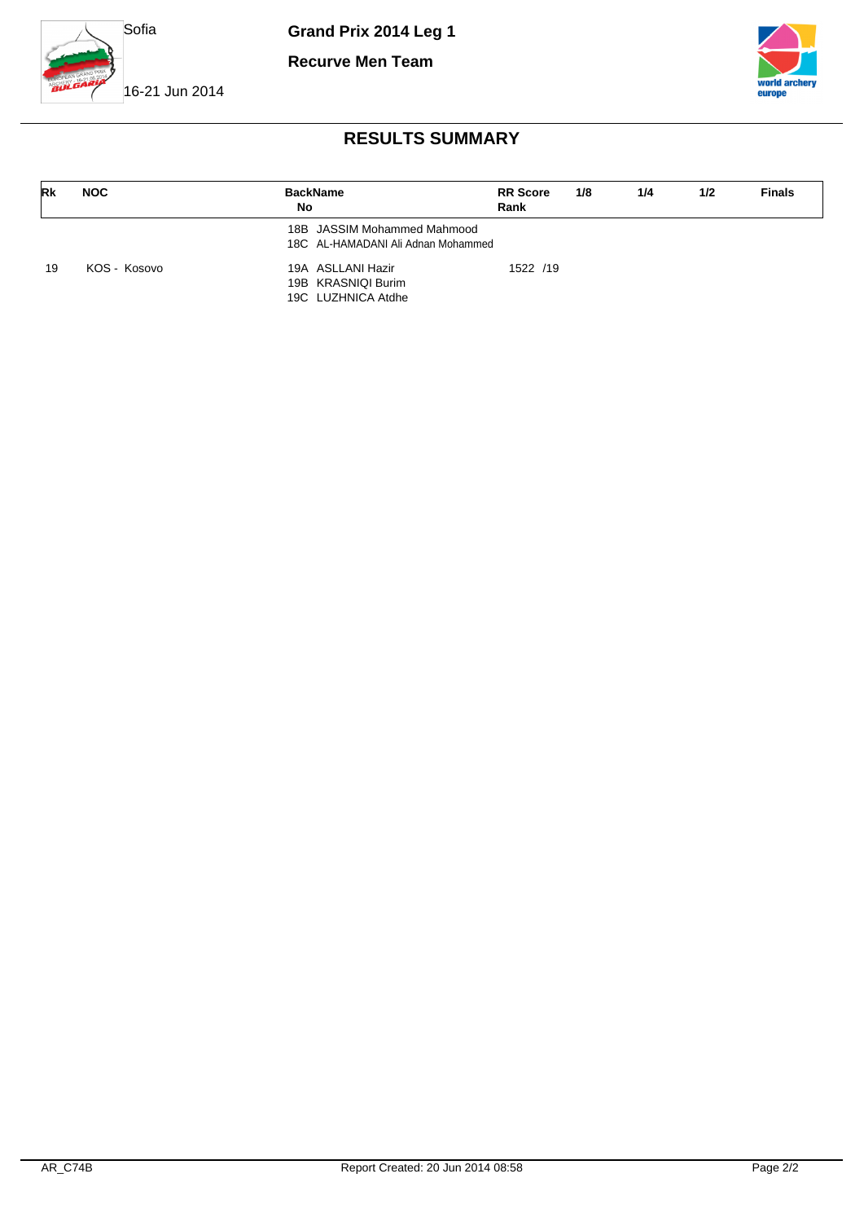# RESULTS SUMMARY

| Rk | NOC | BackName No | RR Score Rank | 1/8 | 1/4 | 1/2 | Finals |
|---|---|---|---|---|---|---|---|
| | | 18B JASSIM Mohammed Mahmood<br>18C AL-HAMADANI Ali Adnan Mohammed | | | | | |
| 19 | KOS - Kosovo | 19A ASLLANI Hazir<br>19B KRASNIQI Burim<br>19C LUZHNICA Atdhe | 1522 /19 | | | | |